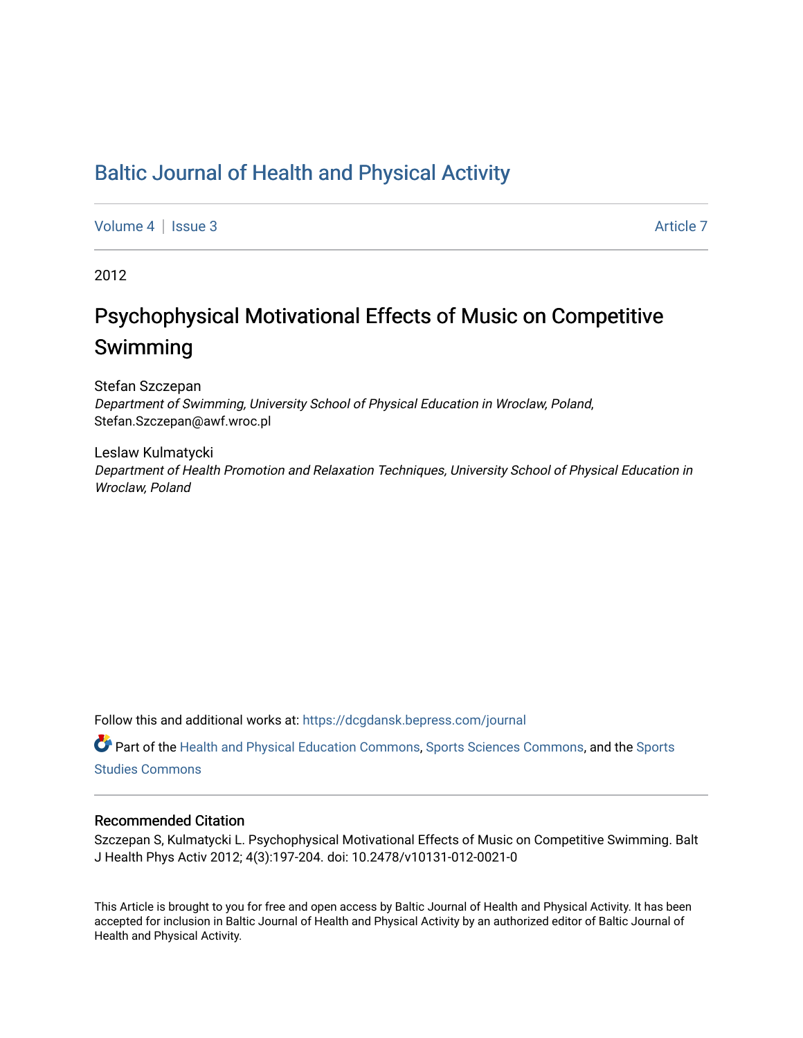# Baltic Journal of Health and Physical Activity

Volume 4 | Issue 3 Article 7

2012

## Psychophysical Motivational Effects of Music on Competitive Swimming

Stefan Szczepan
*Department of Swimming, University School of Physical Education in Wroclaw, Poland*, Stefan.Szczepan@awf.wroc.pl

Leslaw Kulmatycki
*Department of Health Promotion and Relaxation Techniques, University School of Physical Education in Wroclaw, Poland*

Follow this and additional works at: https://dcgdansk.bepress.com/journal

Part of the Health and Physical Education Commons, Sports Sciences Commons, and the Sports Studies Commons

### Recommended Citation

Szczepan S, Kulmatycki L. Psychophysical Motivational Effects of Music on Competitive Swimming. Balt J Health Phys Activ 2012; 4(3):197-204. doi: 10.2478/v10131-012-0021-0

This Article is brought to you for free and open access by Baltic Journal of Health and Physical Activity. It has been accepted for inclusion in Baltic Journal of Health and Physical Activity by an authorized editor of Baltic Journal of Health and Physical Activity.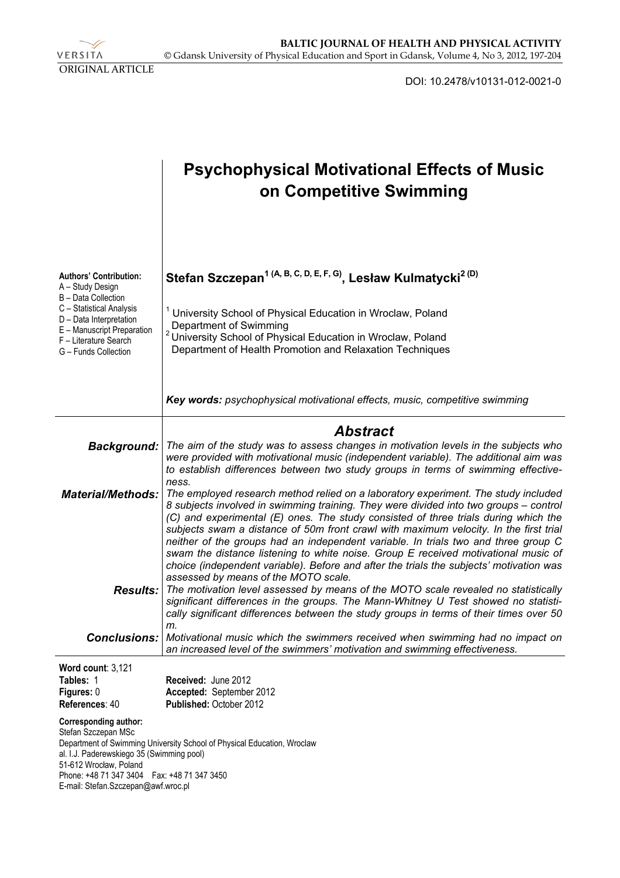ORIGINAL ARTICLE

DOI: 10.2478/v10131-012-0021-0

# Psychophysical Motivational Effects of Music on Competitive Swimming

**Authors' Contribution:**
A – Study Design
B – Data Collection
C – Statistical Analysis
D – Data Interpretation
E – Manuscript Preparation
F – Literature Search
G – Funds Collection

**Stefan Szczepan[1 (A, B, C, D, E, F, G)], Lesław Kulmatycki[2 (D)]**

[1] University School of Physical Education in Wroclaw, Poland
Department of Swimming
[2] University School of Physical Education in Wroclaw, Poland
Department of Health Promotion and Relaxation Techniques

***Key words:*** *psychophysical motivational effects, music, competitive swimming*

## *Abstract*

***Background:*** *The aim of the study was to assess changes in motivation levels in the subjects who were provided with motivational music (independent variable). The additional aim was to establish differences between two study groups in terms of swimming effectiveness.*

***Material/Methods:*** *The employed research method relied on a laboratory experiment. The study included 8 subjects involved in swimming training. They were divided into two groups – control (C) and experimental (E) ones. The study consisted of three trials during which the subjects swam a distance of 50m front crawl with maximum velocity. In the first trial neither of the groups had an independent variable. In trials two and three group C swam the distance listening to white noise. Group E received motivational music of choice (independent variable). Before and after the trials the subjects' motivation was assessed by means of the MOTO scale.*

***Results:*** *The motivation level assessed by means of the MOTO scale revealed no statistically significant differences in the groups. The Mann-Whitney U Test showed no statistically significant differences between the study groups in terms of their times over 50 m.*

***Conclusions:*** *Motivational music which the swimmers received when swimming had no impact on an increased level of the swimmers' motivation and swimming effectiveness.*

**Word count**: 3,121
**Tables:** 1
**Figures:** 0
**References**: 40

**Received:** June 2012
**Accepted:** September 2012
**Published:** October 2012

**Corresponding author:**
Stefan Szczepan MSc
Department of Swimming University School of Physical Education, Wroclaw
al. I.J. Paderewskiego 35 (Swimming pool)
51-612 Wrocław, Poland
Phone: +48 71 347 3404 Fax: +48 71 347 3450
E-mail: Stefan.Szczepan@awf.wroc.pl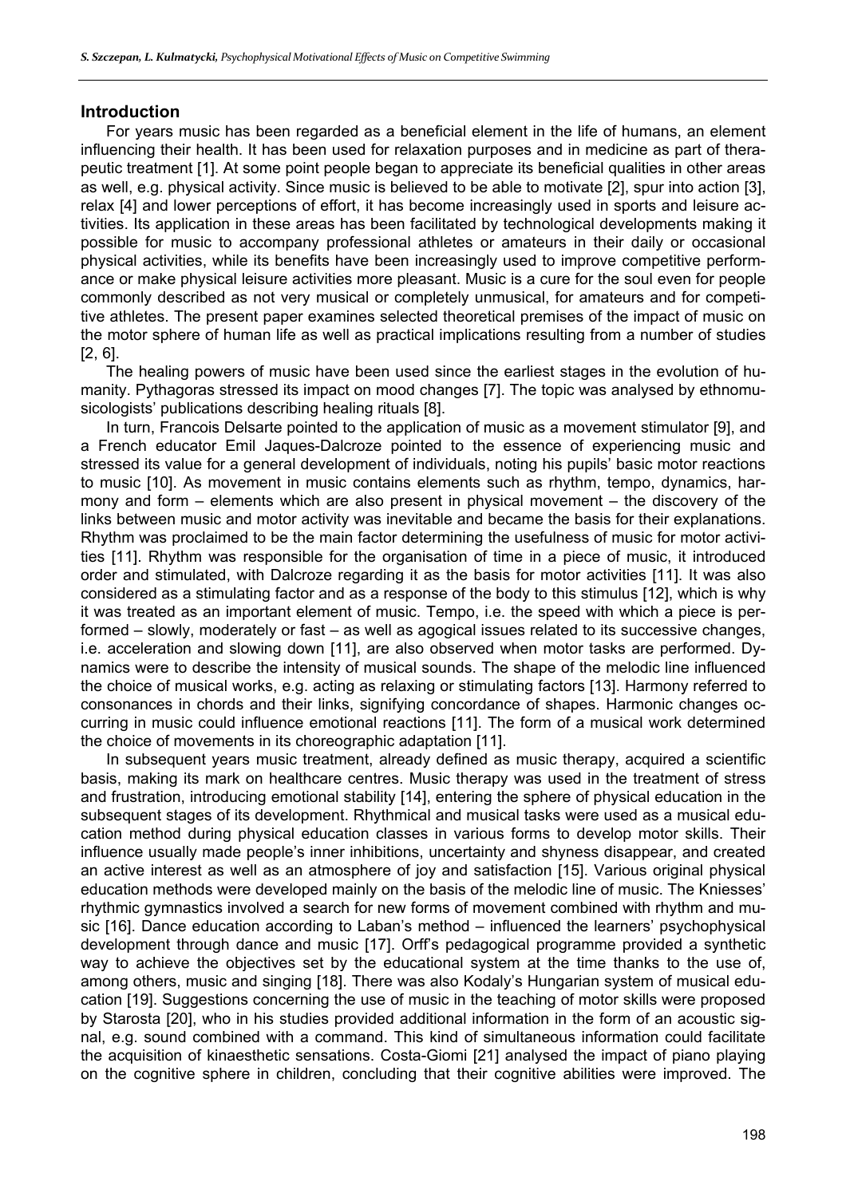## Introduction

For years music has been regarded as a beneficial element in the life of humans, an element influencing their health. It has been used for relaxation purposes and in medicine as part of therapeutic treatment [1]. At some point people began to appreciate its beneficial qualities in other areas as well, e.g. physical activity. Since music is believed to be able to motivate [2], spur into action [3], relax [4] and lower perceptions of effort, it has become increasingly used in sports and leisure activities. Its application in these areas has been facilitated by technological developments making it possible for music to accompany professional athletes or amateurs in their daily or occasional physical activities, while its benefits have been increasingly used to improve competitive performance or make physical leisure activities more pleasant. Music is a cure for the soul even for people commonly described as not very musical or completely unmusical, for amateurs and for competitive athletes. The present paper examines selected theoretical premises of the impact of music on the motor sphere of human life as well as practical implications resulting from a number of studies [2, 6].

The healing powers of music have been used since the earliest stages in the evolution of humanity. Pythagoras stressed its impact on mood changes [7]. The topic was analysed by ethnomusicologists' publications describing healing rituals [8].

In turn, Francois Delsarte pointed to the application of music as a movement stimulator [9], and a French educator Emil Jaques-Dalcroze pointed to the essence of experiencing music and stressed its value for a general development of individuals, noting his pupils' basic motor reactions to music [10]. As movement in music contains elements such as rhythm, tempo, dynamics, harmony and form – elements which are also present in physical movement – the discovery of the links between music and motor activity was inevitable and became the basis for their explanations. Rhythm was proclaimed to be the main factor determining the usefulness of music for motor activities [11]. Rhythm was responsible for the organisation of time in a piece of music, it introduced order and stimulated, with Dalcroze regarding it as the basis for motor activities [11]. It was also considered as a stimulating factor and as a response of the body to this stimulus [12], which is why it was treated as an important element of music. Tempo, i.e. the speed with which a piece is performed – slowly, moderately or fast – as well as agogical issues related to its successive changes, i.e. acceleration and slowing down [11], are also observed when motor tasks are performed. Dynamics were to describe the intensity of musical sounds. The shape of the melodic line influenced the choice of musical works, e.g. acting as relaxing or stimulating factors [13]. Harmony referred to consonances in chords and their links, signifying concordance of shapes. Harmonic changes occurring in music could influence emotional reactions [11]. The form of a musical work determined the choice of movements in its choreographic adaptation [11].

In subsequent years music treatment, already defined as music therapy, acquired a scientific basis, making its mark on healthcare centres. Music therapy was used in the treatment of stress and frustration, introducing emotional stability [14], entering the sphere of physical education in the subsequent stages of its development. Rhythmical and musical tasks were used as a musical education method during physical education classes in various forms to develop motor skills. Their influence usually made people's inner inhibitions, uncertainty and shyness disappear, and created an active interest as well as an atmosphere of joy and satisfaction [15]. Various original physical education methods were developed mainly on the basis of the melodic line of music. The Kniesses' rhythmic gymnastics involved a search for new forms of movement combined with rhythm and music [16]. Dance education according to Laban's method – influenced the learners' psychophysical development through dance and music [17]. Orff's pedagogical programme provided a synthetic way to achieve the objectives set by the educational system at the time thanks to the use of, among others, music and singing [18]. There was also Kodaly's Hungarian system of musical education [19]. Suggestions concerning the use of music in the teaching of motor skills were proposed by Starosta [20], who in his studies provided additional information in the form of an acoustic signal, e.g. sound combined with a command. This kind of simultaneous information could facilitate the acquisition of kinaesthetic sensations. Costa-Giomi [21] analysed the impact of piano playing on the cognitive sphere in children, concluding that their cognitive abilities were improved. The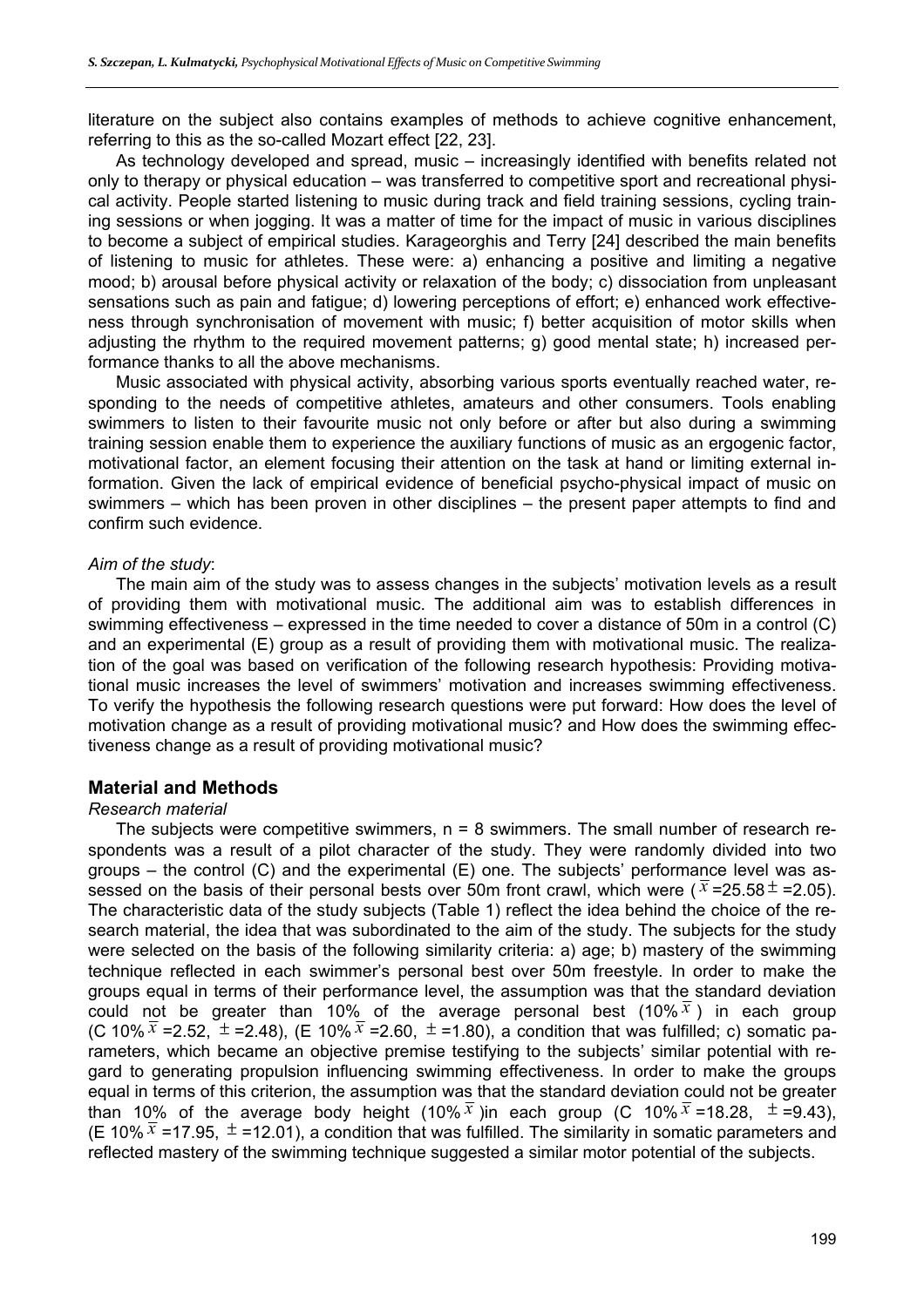literature on the subject also contains examples of methods to achieve cognitive enhancement, referring to this as the so-called Mozart effect [22, 23].

As technology developed and spread, music – increasingly identified with benefits related not only to therapy or physical education – was transferred to competitive sport and recreational physical activity. People started listening to music during track and field training sessions, cycling training sessions or when jogging. It was a matter of time for the impact of music in various disciplines to become a subject of empirical studies. Karageorghis and Terry [24] described the main benefits of listening to music for athletes. These were: a) enhancing a positive and limiting a negative mood; b) arousal before physical activity or relaxation of the body; c) dissociation from unpleasant sensations such as pain and fatigue; d) lowering perceptions of effort; e) enhanced work effectiveness through synchronisation of movement with music; f) better acquisition of motor skills when adjusting the rhythm to the required movement patterns; g) good mental state; h) increased performance thanks to all the above mechanisms.

Music associated with physical activity, absorbing various sports eventually reached water, responding to the needs of competitive athletes, amateurs and other consumers. Tools enabling swimmers to listen to their favourite music not only before or after but also during a swimming training session enable them to experience the auxiliary functions of music as an ergogenic factor, motivational factor, an element focusing their attention on the task at hand or limiting external information. Given the lack of empirical evidence of beneficial psycho-physical impact of music on swimmers – which has been proven in other disciplines – the present paper attempts to find and confirm such evidence.

*Aim of the study*:

The main aim of the study was to assess changes in the subjects' motivation levels as a result of providing them with motivational music. The additional aim was to establish differences in swimming effectiveness – expressed in the time needed to cover a distance of 50m in a control (C) and an experimental (E) group as a result of providing them with motivational music. The realization of the goal was based on verification of the following research hypothesis: Providing motivational music increases the level of swimmers' motivation and increases swimming effectiveness. To verify the hypothesis the following research questions were put forward: How does the level of motivation change as a result of providing motivational music? and How does the swimming effectiveness change as a result of providing motivational music?

## Material and Methods

*Research material*

The subjects were competitive swimmers, n = 8 swimmers. The small number of research respondents was a result of a pilot character of the study. They were randomly divided into two groups – the control (C) and the experimental (E) one. The subjects' performance level was assessed on the basis of their personal bests over 50m front crawl, which were ($\bar{x}$ =25.58 $\pm$ =2.05). The characteristic data of the study subjects (Table 1) reflect the idea behind the choice of the research material, the idea that was subordinated to the aim of the study. The subjects for the study were selected on the basis of the following similarity criteria: a) age; b) mastery of the swimming technique reflected in each swimmer's personal best over 50m freestyle. In order to make the groups equal in terms of their performance level, the assumption was that the standard deviation could not be greater than 10% of the average personal best (10%$\bar{x}$) in each group (C 10%$\bar{x}$ =2.52, $\pm$ =2.48), (E 10%$\bar{x}$ =2.60, $\pm$ =1.80), a condition that was fulfilled; c) somatic parameters, which became an objective premise testifying to the subjects' similar potential with regard to generating propulsion influencing swimming effectiveness. In order to make the groups equal in terms of this criterion, the assumption was that the standard deviation could not be greater than 10% of the average body height (10%$\bar{x}$)in each group (C 10%$\bar{x}$ =18.28, $\pm$ =9.43), (E 10%$\bar{x}$ =17.95, $\pm$ =12.01), a condition that was fulfilled. The similarity in somatic parameters and reflected mastery of the swimming technique suggested a similar motor potential of the subjects.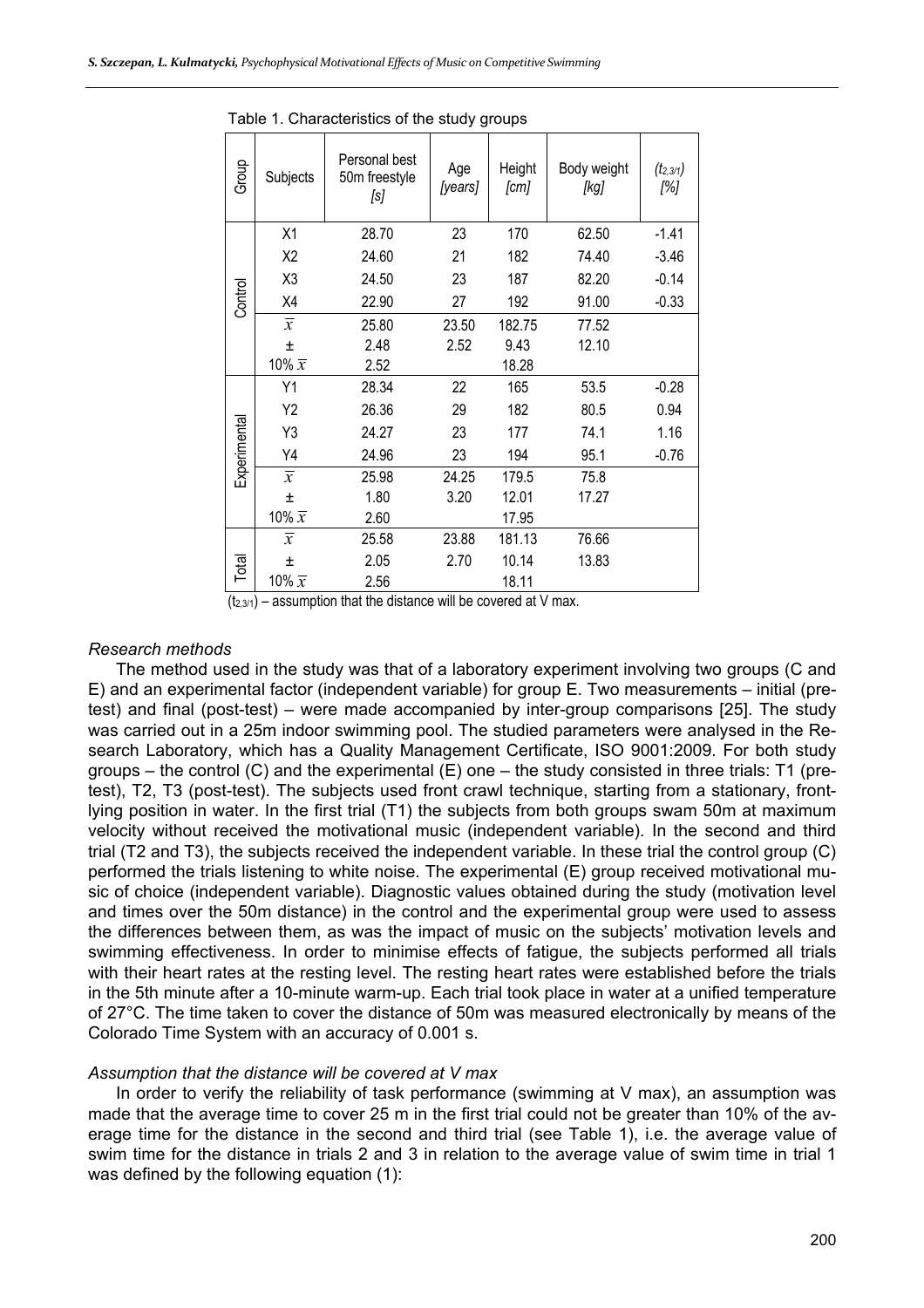Table 1. Characteristics of the study groups

| Group | Subjects | Personal best 50m freestyle *[s]* | Age *[years]* | Height *[cm]* | Body weight *[kg]* | $(t_{2,3/1})$ *[%]* |
|---|---|---|---|---|---|---|
| Control | X1 | 28.70 | 23 | 170 | 62.50 | -1.41 |
| | X2 | 24.60 | 21 | 182 | 74.40 | -3.46 |
| | X3 | 24.50 | 23 | 187 | 82.20 | -0.14 |
| | X4 | 22.90 | 27 | 192 | 91.00 | -0.33 |
| | $\bar{x}$ | 25.80 | 23.50 | 182.75 | 77.52 | |
| | ± | 2.48 | 2.52 | 9.43 | 12.10 | |
| | 10% $\bar{x}$ | 2.52 | | 18.28 | | |
| Experimental | Y1 | 28.34 | 22 | 165 | 53.5 | -0.28 |
| | Y2 | 26.36 | 29 | 182 | 80.5 | 0.94 |
| | Y3 | 24.27 | 23 | 177 | 74.1 | 1.16 |
| | Y4 | 24.96 | 23 | 194 | 95.1 | -0.76 |
| | $\bar{x}$ | 25.98 | 24.25 | 179.5 | 75.8 | |
| | ± | 1.80 | 3.20 | 12.01 | 17.27 | |
| | 10% $\bar{x}$ | 2.60 | | 17.95 | | |
| Total | $\bar{x}$ | 25.58 | 23.88 | 181.13 | 76.66 | |
| | ± | 2.05 | 2.70 | 10.14 | 13.83 | |
| | 10% $\bar{x}$ | 2.56 | | 18.11 | | |

$(t_{2,3/1})$ – assumption that the distance will be covered at V max.

### *Research methods*

The method used in the study was that of a laboratory experiment involving two groups (C and E) and an experimental factor (independent variable) for group E. Two measurements – initial (pre-test) and final (post-test) – were made accompanied by inter-group comparisons [25]. The study was carried out in a 25m indoor swimming pool. The studied parameters were analysed in the Research Laboratory, which has a Quality Management Certificate, ISO 9001:2009. For both study groups – the control (C) and the experimental (E) one – the study consisted in three trials: T1 (pre-test), T2, T3 (post-test). The subjects used front crawl technique, starting from a stationary, front-lying position in water. In the first trial (T1) the subjects from both groups swam 50m at maximum velocity without received the motivational music (independent variable). In the second and third trial (T2 and T3), the subjects received the independent variable. In these trial the control group (C) performed the trials listening to white noise. The experimental (E) group received motivational music of choice (independent variable). Diagnostic values obtained during the study (motivation level and times over the 50m distance) in the control and the experimental group were used to assess the differences between them, as was the impact of music on the subjects' motivation levels and swimming effectiveness. In order to minimise effects of fatigue, the subjects performed all trials with their heart rates at the resting level. The resting heart rates were established before the trials in the 5th minute after a 10-minute warm-up. Each trial took place in water at a unified temperature of 27°C. The time taken to cover the distance of 50m was measured electronically by means of the Colorado Time System with an accuracy of 0.001 s.

### *Assumption that the distance will be covered at V max*

In order to verify the reliability of task performance (swimming at V max), an assumption was made that the average time to cover 25 m in the first trial could not be greater than 10% of the average time for the distance in the second and third trial (see Table 1), i.e. the average value of swim time for the distance in trials 2 and 3 in relation to the average value of swim time in trial 1 was defined by the following equation (1):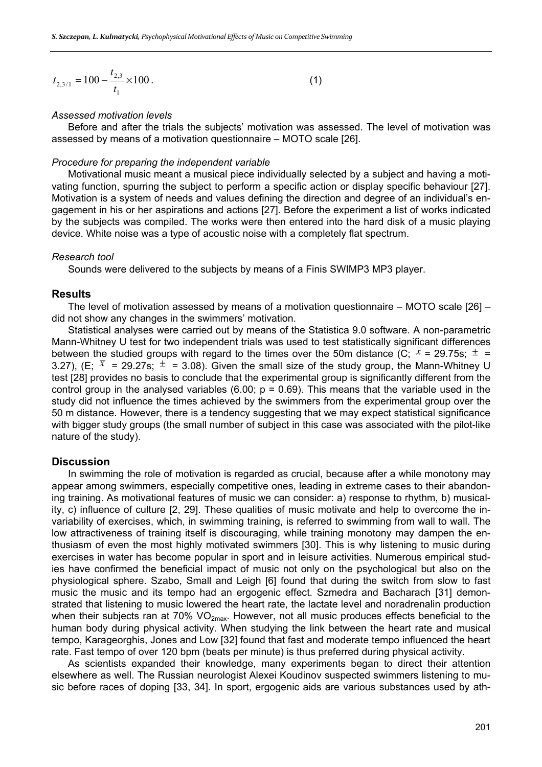$$t_{2,3/1} = 100 - \frac{t_{2,3}}{t_1} \times 100\,. \tag{1}$$

*Assessed motivation levels*

Before and after the trials the subjects' motivation was assessed. The level of motivation was assessed by means of a motivation questionnaire – MOTO scale [26].

*Procedure for preparing the independent variable*

Motivational music meant a musical piece individually selected by a subject and having a motivating function, spurring the subject to perform a specific action or display specific behaviour [27]. Motivation is a system of needs and values defining the direction and degree of an individual's engagement in his or her aspirations and actions [27]. Before the experiment a list of works indicated by the subjects was compiled. The works were then entered into the hard disk of a music playing device. White noise was a type of acoustic noise with a completely flat spectrum.

*Research tool*

Sounds were delivered to the subjects by means of a Finis SWIMP3 MP3 player.

## Results

The level of motivation assessed by means of a motivation questionnaire – MOTO scale [26] – did not show any changes in the swimmers' motivation.

Statistical analyses were carried out by means of the Statistica 9.0 software. A non-parametric Mann-Whitney U test for two independent trials was used to test statistically significant differences between the studied groups with regard to the times over the 50m distance (C; $\bar{x}$ = 29.75s; $\pm$ = 3.27), (E; $\bar{x}$ = 29.27s; $\pm$ = 3.08). Given the small size of the study group, the Mann-Whitney U test [28] provides no basis to conclude that the experimental group is significantly different from the control group in the analysed variables (6.00; $p = 0.69$). This means that the variable used in the study did not influence the times achieved by the swimmers from the experimental group over the 50 m distance. However, there is a tendency suggesting that we may expect statistical significance with bigger study groups (the small number of subject in this case was associated with the pilot-like nature of the study).

## Discussion

In swimming the role of motivation is regarded as crucial, because after a while monotony may appear among swimmers, especially competitive ones, leading in extreme cases to their abandoning training. As motivational features of music we can consider: a) response to rhythm, b) musicality, c) influence of culture [2, 29]. These qualities of music motivate and help to overcome the invariability of exercises, which, in swimming training, is referred to swimming from wall to wall. The low attractiveness of training itself is discouraging, while training monotony may dampen the enthusiasm of even the most highly motivated swimmers [30]. This is why listening to music during exercises in water has become popular in sport and in leisure activities. Numerous empirical studies have confirmed the beneficial impact of music not only on the psychological but also on the physiological sphere. Szabo, Small and Leigh [6] found that during the switch from slow to fast music the music and its tempo had an ergogenic effect. Szmedra and Bacharach [31] demonstrated that listening to music lowered the heart rate, the lactate level and noradrenalin production when their subjects ran at 70% $VO_{2max}$. However, not all music produces effects beneficial to the human body during physical activity. When studying the link between the heart rate and musical tempo, Karageorghis, Jones and Low [32] found that fast and moderate tempo influenced the heart rate. Fast tempo of over 120 bpm (beats per minute) is thus preferred during physical activity.

As scientists expanded their knowledge, many experiments began to direct their attention elsewhere as well. The Russian neurologist Alexei Koudinov suspected swimmers listening to music before races of doping [33, 34]. In sport, ergogenic aids are various substances used by ath-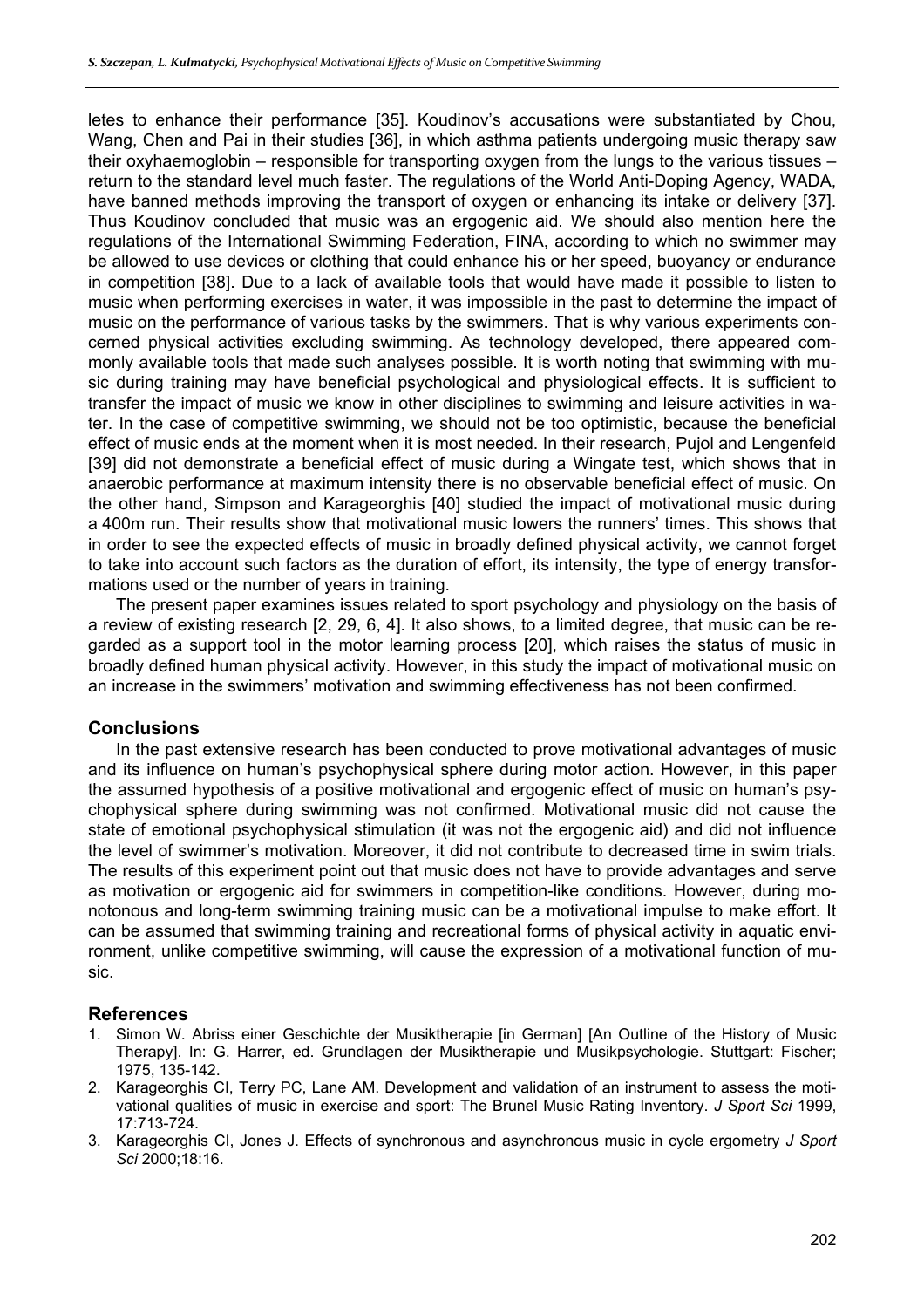letes to enhance their performance [35]. Koudinov's accusations were substantiated by Chou, Wang, Chen and Pai in their studies [36], in which asthma patients undergoing music therapy saw their oxyhaemoglobin – responsible for transporting oxygen from the lungs to the various tissues – return to the standard level much faster. The regulations of the World Anti-Doping Agency, WADA, have banned methods improving the transport of oxygen or enhancing its intake or delivery [37]. Thus Koudinov concluded that music was an ergogenic aid. We should also mention here the regulations of the International Swimming Federation, FINA, according to which no swimmer may be allowed to use devices or clothing that could enhance his or her speed, buoyancy or endurance in competition [38]. Due to a lack of available tools that would have made it possible to listen to music when performing exercises in water, it was impossible in the past to determine the impact of music on the performance of various tasks by the swimmers. That is why various experiments concerned physical activities excluding swimming. As technology developed, there appeared commonly available tools that made such analyses possible. It is worth noting that swimming with music during training may have beneficial psychological and physiological effects. It is sufficient to transfer the impact of music we know in other disciplines to swimming and leisure activities in water. In the case of competitive swimming, we should not be too optimistic, because the beneficial effect of music ends at the moment when it is most needed. In their research, Pujol and Lengenfeld [39] did not demonstrate a beneficial effect of music during a Wingate test, which shows that in anaerobic performance at maximum intensity there is no observable beneficial effect of music. On the other hand, Simpson and Karageorghis [40] studied the impact of motivational music during a 400m run. Their results show that motivational music lowers the runners' times. This shows that in order to see the expected effects of music in broadly defined physical activity, we cannot forget to take into account such factors as the duration of effort, its intensity, the type of energy transformations used or the number of years in training.

The present paper examines issues related to sport psychology and physiology on the basis of a review of existing research [2, 29, 6, 4]. It also shows, to a limited degree, that music can be regarded as a support tool in the motor learning process [20], which raises the status of music in broadly defined human physical activity. However, in this study the impact of motivational music on an increase in the swimmers' motivation and swimming effectiveness has not been confirmed.

## Conclusions

In the past extensive research has been conducted to prove motivational advantages of music and its influence on human's psychophysical sphere during motor action. However, in this paper the assumed hypothesis of a positive motivational and ergogenic effect of music on human's psychophysical sphere during swimming was not confirmed. Motivational music did not cause the state of emotional psychophysical stimulation (it was not the ergogenic aid) and did not influence the level of swimmer's motivation. Moreover, it did not contribute to decreased time in swim trials. The results of this experiment point out that music does not have to provide advantages and serve as motivation or ergogenic aid for swimmers in competition-like conditions. However, during monotonous and long-term swimming training music can be a motivational impulse to make effort. It can be assumed that swimming training and recreational forms of physical activity in aquatic environment, unlike competitive swimming, will cause the expression of a motivational function of music.

## References

1. Simon W. Abriss einer Geschichte der Musiktherapie [in German] [An Outline of the History of Music Therapy]. In: G. Harrer, ed. Grundlagen der Musiktherapie und Musikpsychologie. Stuttgart: Fischer; 1975, 135-142.
2. Karageorghis CI, Terry PC, Lane AM. Development and validation of an instrument to assess the motivational qualities of music in exercise and sport: The Brunel Music Rating Inventory. *J Sport Sci* 1999, 17:713-724.
3. Karageorghis CI, Jones J. Effects of synchronous and asynchronous music in cycle ergometry *J Sport Sci* 2000;18:16.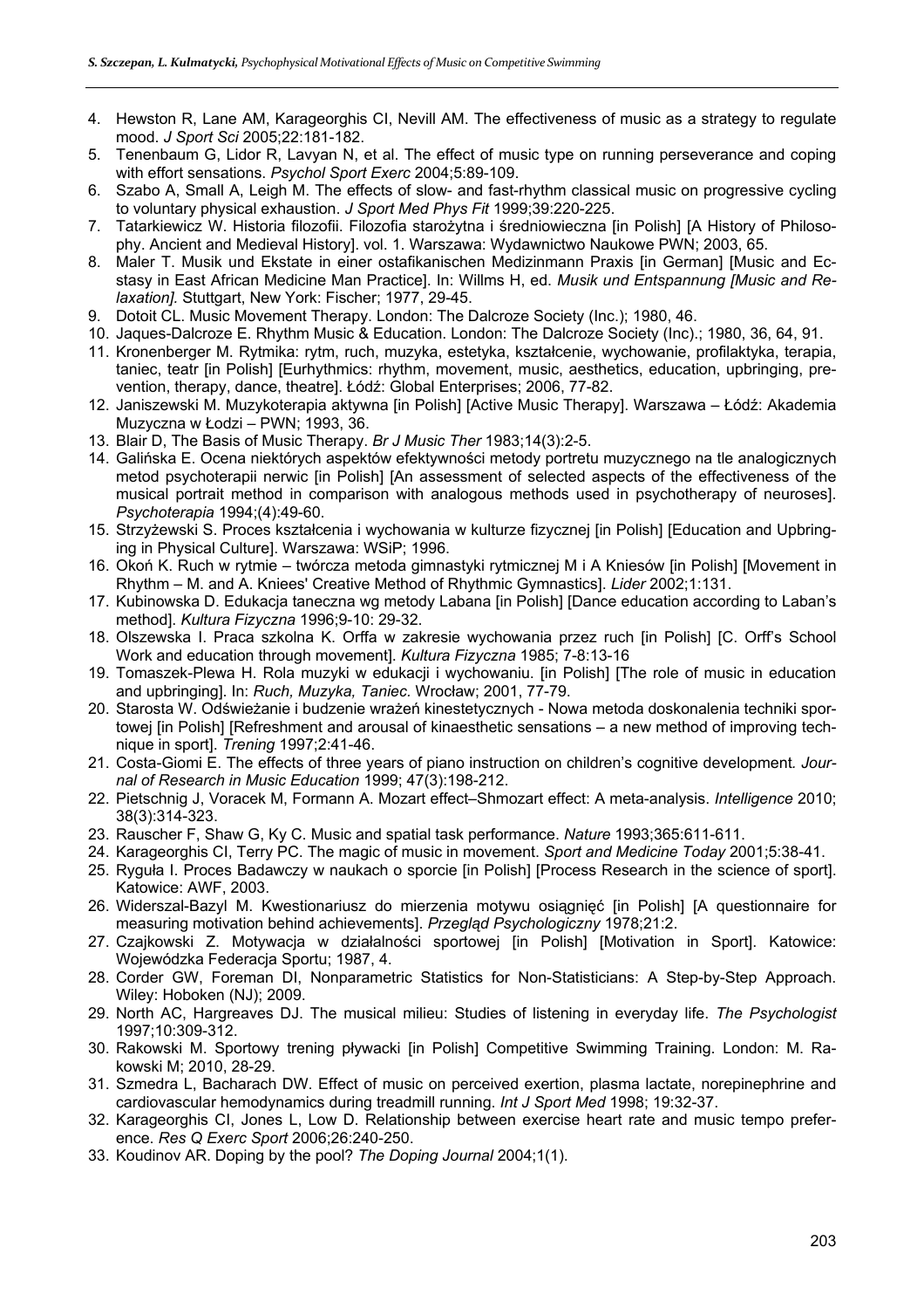4. Hewston R, Lane AM, Karageorghis CI, Nevill AM. The effectiveness of music as a strategy to regulate mood. *J Sport Sci* 2005;22:181-182.
5. Tenenbaum G, Lidor R, Lavyan N, et al. The effect of music type on running perseverance and coping with effort sensations. *Psychol Sport Exerc* 2004;5:89-109.
6. Szabo A, Small A, Leigh M. The effects of slow- and fast-rhythm classical music on progressive cycling to voluntary physical exhaustion. *J Sport Med Phys Fit* 1999;39:220-225.
7. Tatarkiewicz W. Historia filozofii. Filozofia starożytna i średniowieczna [in Polish] [A History of Philosophy. Ancient and Medieval History]. vol. 1. Warszawa: Wydawnictwo Naukowe PWN; 2003, 65.
8. Maler T. Musik und Ekstate in einer ostafikanischen Medizinmann Praxis [in German] [Music and Ecstasy in East African Medicine Man Practice]. In: Willms H, ed. *Musik und Entspannung [Music and Relaxation].* Stuttgart, New York: Fischer; 1977, 29-45.
9. Dotoit CL. Music Movement Therapy. London: The Dalcroze Society (Inc.); 1980, 46.
10. Jaques-Dalcroze E. Rhythm Music & Education. London: The Dalcroze Society (Inc).; 1980, 36, 64, 91.
11. Kronenberger M. Rytmika: rytm, ruch, muzyka, estetyka, kształcenie, wychowanie, profilaktyka, terapia, taniec, teatr [in Polish] [Eurhythmics: rhythm, movement, music, aesthetics, education, upbringing, prevention, therapy, dance, theatre]. Łódź: Global Enterprises; 2006, 77-82.
12. Janiszewski M. Muzykoterapia aktywna [in Polish] [Active Music Therapy]. Warszawa – Łódź: Akademia Muzyczna w Łodzi – PWN; 1993, 36.
13. Blair D, The Basis of Music Therapy. *Br J Music Ther* 1983;14(3):2-5.
14. Galińska E. Ocena niektórych aspektów efektywności metody portretu muzycznego na tle analogicznych metod psychoterapii nerwic [in Polish] [An assessment of selected aspects of the effectiveness of the musical portrait method in comparison with analogous methods used in psychotherapy of neuroses]. *Psychoterapia* 1994;(4):49-60.
15. Strzyżewski S. Proces kształcenia i wychowania w kulturze fizycznej [in Polish] [Education and Upbringing in Physical Culture]. Warszawa: WSiP; 1996.
16. Okoń K. Ruch w rytmie – twórcza metoda gimnastyki rytmicznej M i A Kniesów [in Polish] [Movement in Rhythm – M. and A. Kniees' Creative Method of Rhythmic Gymnastics]. *Lider* 2002;1:131.
17. Kubinowska D. Edukacja taneczna wg metody Labana [in Polish] [Dance education according to Laban's method]. *Kultura Fizyczna* 1996;9-10: 29-32.
18. Olszewska I. Praca szkolna K. Orffa w zakresie wychowania przez ruch [in Polish] [C. Orff's School Work and education through movement]. *Kultura Fizyczna* 1985; 7-8:13-16
19. Tomaszek-Plewa H. Rola muzyki w edukacji i wychowaniu. [in Polish] [The role of music in education and upbringing]. In: *Ruch, Muzyka, Taniec.* Wrocław; 2001, 77-79.
20. Starosta W. Odświeżanie i budzenie wrażeń kinestetycznych - Nowa metoda doskonalenia techniki sportowej [in Polish] [Refreshment and arousal of kinaesthetic sensations – a new method of improving technique in sport]. *Trening* 1997;2:41-46.
21. Costa-Giomi E. The effects of three years of piano instruction on children's cognitive development. *Journal of Research in Music Education* 1999; 47(3):198-212.
22. Pietschnig J, Voracek M, Formann A. Mozart effect–Shmozart effect: A meta-analysis. *Intelligence* 2010; 38(3):314-323.
23. Rauscher F, Shaw G, Ky C. Music and spatial task performance. *Nature* 1993;365:611-611.
24. Karageorghis CI, Terry PC. The magic of music in movement. *Sport and Medicine Today* 2001;5:38-41.
25. Ryguła I. Proces Badawczy w naukach o sporcie [in Polish] [Process Research in the science of sport]. Katowice: AWF, 2003.
26. Widerszal-Bazyl M. Kwestionariusz do mierzenia motywu osiągnięć [in Polish] [A questionnaire for measuring motivation behind achievements]. *Przegląd Psychologiczny* 1978;21:2.
27. Czajkowski Z. Motywacja w działalności sportowej [in Polish] [Motivation in Sport]. Katowice: Wojewódzka Federacja Sportu; 1987, 4.
28. Corder GW, Foreman DI, Nonparametric Statistics for Non-Statisticians: A Step-by-Step Approach. Wiley: Hoboken (NJ); 2009.
29. North AC, Hargreaves DJ. The musical milieu: Studies of listening in everyday life. *The Psychologist* 1997;10:309-312.
30. Rakowski M. Sportowy trening pływacki [in Polish] Competitive Swimming Training. London: M. Rakowski M; 2010, 28-29.
31. Szmedra L, Bacharach DW. Effect of music on perceived exertion, plasma lactate, norepinephrine and cardiovascular hemodynamics during treadmill running. *Int J Sport Med* 1998; 19:32-37.
32. Karageorghis CI, Jones L, Low D. Relationship between exercise heart rate and music tempo preference. *Res Q Exerc Sport* 2006;26:240-250.
33. Koudinov AR. Doping by the pool? *The Doping Journal* 2004;1(1).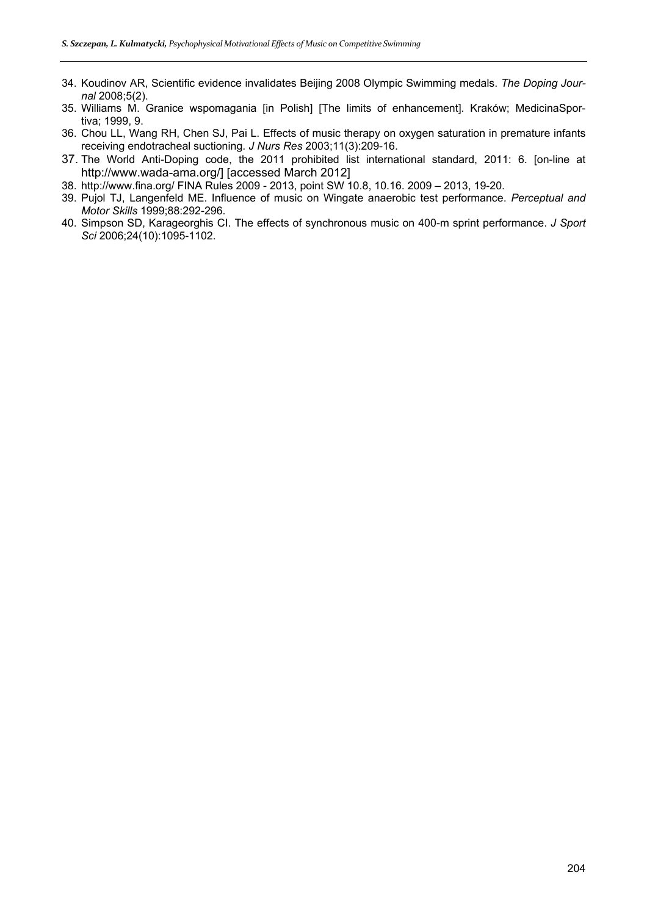34. Koudinov AR, Scientific evidence invalidates Beijing 2008 Olympic Swimming medals. *The Doping Journal* 2008;5(2).
35. Williams M. Granice wspomagania [in Polish] [The limits of enhancement]. Kraków; MedicinaSportiva; 1999, 9.
36. Chou LL, Wang RH, Chen SJ, Pai L. Effects of music therapy on oxygen saturation in premature infants receiving endotracheal suctioning. *J Nurs Res* 2003;11(3):209-16.
37. The World Anti-Doping code, the 2011 prohibited list international standard, 2011: 6. [on-line at http://www.wada-ama.org/] [accessed March 2012]
38. http://www.fina.org/ FINA Rules 2009 - 2013, point SW 10.8, 10.16. 2009 – 2013, 19-20.
39. Pujol TJ, Langenfeld ME. Influence of music on Wingate anaerobic test performance. *Perceptual and Motor Skills* 1999;88:292-296.
40. Simpson SD, Karageorghis CI. The effects of synchronous music on 400-m sprint performance. *J Sport Sci* 2006;24(10):1095-1102.